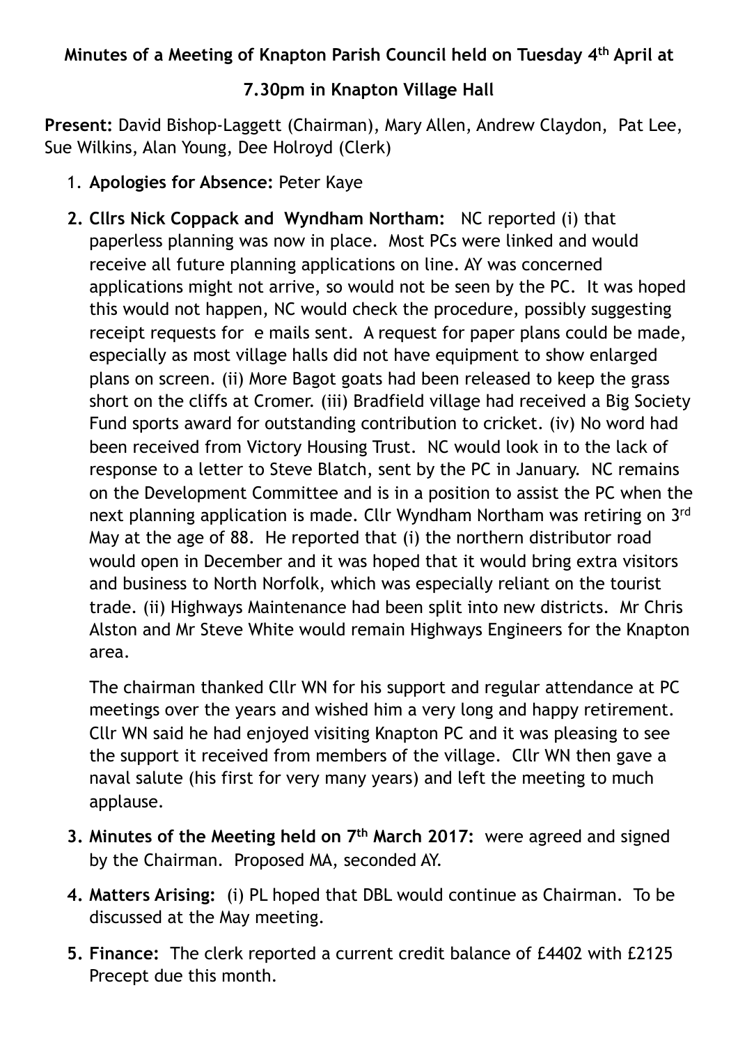**Minutes of a Meeting of Knapton Parish Council held on Tuesday 4th April at 7.30pm in Knapton Village Hall**

**Present:** David Bishop-Laggett (Chairman), Mary Allen, Andrew Claydon, Pat Lee, Sue Wilkins, Alan Young, Dee Holroyd (Clerk)

1. **Apologies for Absence:** Peter Kaye
2. **Cllrs Nick Coppack and Wyndham Northam:** NC reported (i) that paperless planning was now in place. Most PCs were linked and would receive all future planning applications on line. AY was concerned applications might not arrive, so would not be seen by the PC. It was hoped this would not happen, NC would check the procedure, possibly suggesting receipt requests for e mails sent. A request for paper plans could be made, especially as most village halls did not have equipment to show enlarged plans on screen. (ii) More Bagot goats had been released to keep the grass short on the cliffs at Cromer. (iii) Bradfield village had received a Big Society Fund sports award for outstanding contribution to cricket. (iv) No word had been received from Victory Housing Trust. NC would look in to the lack of response to a letter to Steve Blatch, sent by the PC in January. NC remains on the Development Committee and is in a position to assist the PC when the next planning application is made. Cllr Wyndham Northam was retiring on 3rd May at the age of 88. He reported that (i) the northern distributor road would open in December and it was hoped that it would bring extra visitors and business to North Norfolk, which was especially reliant on the tourist trade. (ii) Highways Maintenance had been split into new districts. Mr Chris Alston and Mr Steve White would remain Highways Engineers for the Knapton area.

   The chairman thanked Cllr WN for his support and regular attendance at PC meetings over the years and wished him a very long and happy retirement. Cllr WN said he had enjoyed visiting Knapton PC and it was pleasing to see the support it received from members of the village. Cllr WN then gave a naval salute (his first for very many years) and left the meeting to much applause.
3. **Minutes of the Meeting held on 7th March 2017:** were agreed and signed by the Chairman. Proposed MA, seconded AY.
4. **Matters Arising:** (i) PL hoped that DBL would continue as Chairman. To be discussed at the May meeting.
5. **Finance:** The clerk reported a current credit balance of £4402 with £2125 Precept due this month.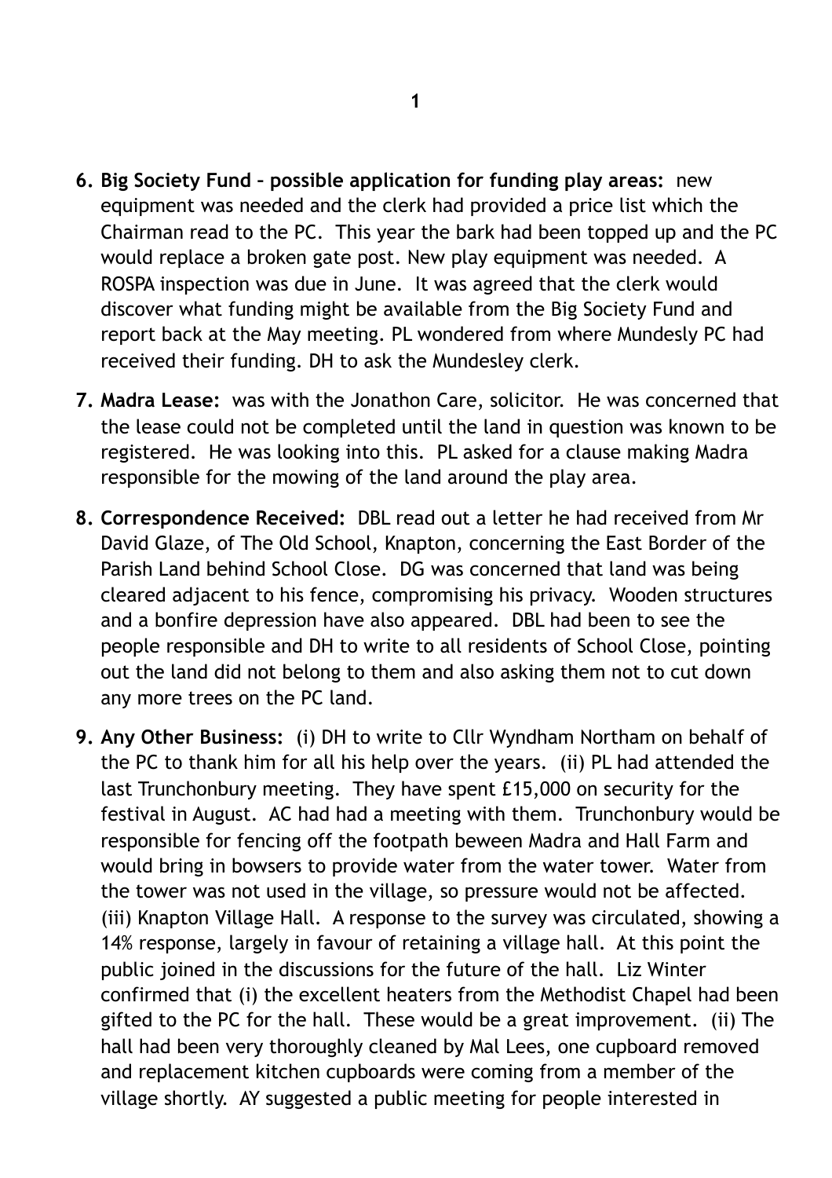6. **Big Society Fund – possible application for funding play areas:** new equipment was needed and the clerk had provided a price list which the Chairman read to the PC. This year the bark had been topped up and the PC would replace a broken gate post. New play equipment was needed. A ROSPA inspection was due in June. It was agreed that the clerk would discover what funding might be available from the Big Society Fund and report back at the May meeting. PL wondered from where Mundesly PC had received their funding. DH to ask the Mundesley clerk.

7. **Madra Lease:** was with the Jonathon Care, solicitor. He was concerned that the lease could not be completed until the land in question was known to be registered. He was looking into this. PL asked for a clause making Madra responsible for the mowing of the land around the play area.

8. **Correspondence Received:** DBL read out a letter he had received from Mr David Glaze, of The Old School, Knapton, concerning the East Border of the Parish Land behind School Close. DG was concerned that land was being cleared adjacent to his fence, compromising his privacy. Wooden structures and a bonfire depression have also appeared. DBL had been to see the people responsible and DH to write to all residents of School Close, pointing out the land did not belong to them and also asking them not to cut down any more trees on the PC land.

9. **Any Other Business:** (i) DH to write to Cllr Wyndham Northam on behalf of the PC to thank him for all his help over the years. (ii) PL had attended the last Trunchonbury meeting. They have spent £15,000 on security for the festival in August. AC had had a meeting with them. Trunchonbury would be responsible for fencing off the footpath beween Madra and Hall Farm and would bring in bowsers to provide water from the water tower. Water from the tower was not used in the village, so pressure would not be affected. (iii) Knapton Village Hall. A response to the survey was circulated, showing a 14% response, largely in favour of retaining a village hall. At this point the public joined in the discussions for the future of the hall. Liz Winter confirmed that (i) the excellent heaters from the Methodist Chapel had been gifted to the PC for the hall. These would be a great improvement. (ii) The hall had been very thoroughly cleaned by Mal Lees, one cupboard removed and replacement kitchen cupboards were coming from a member of the village shortly. AY suggested a public meeting for people interested in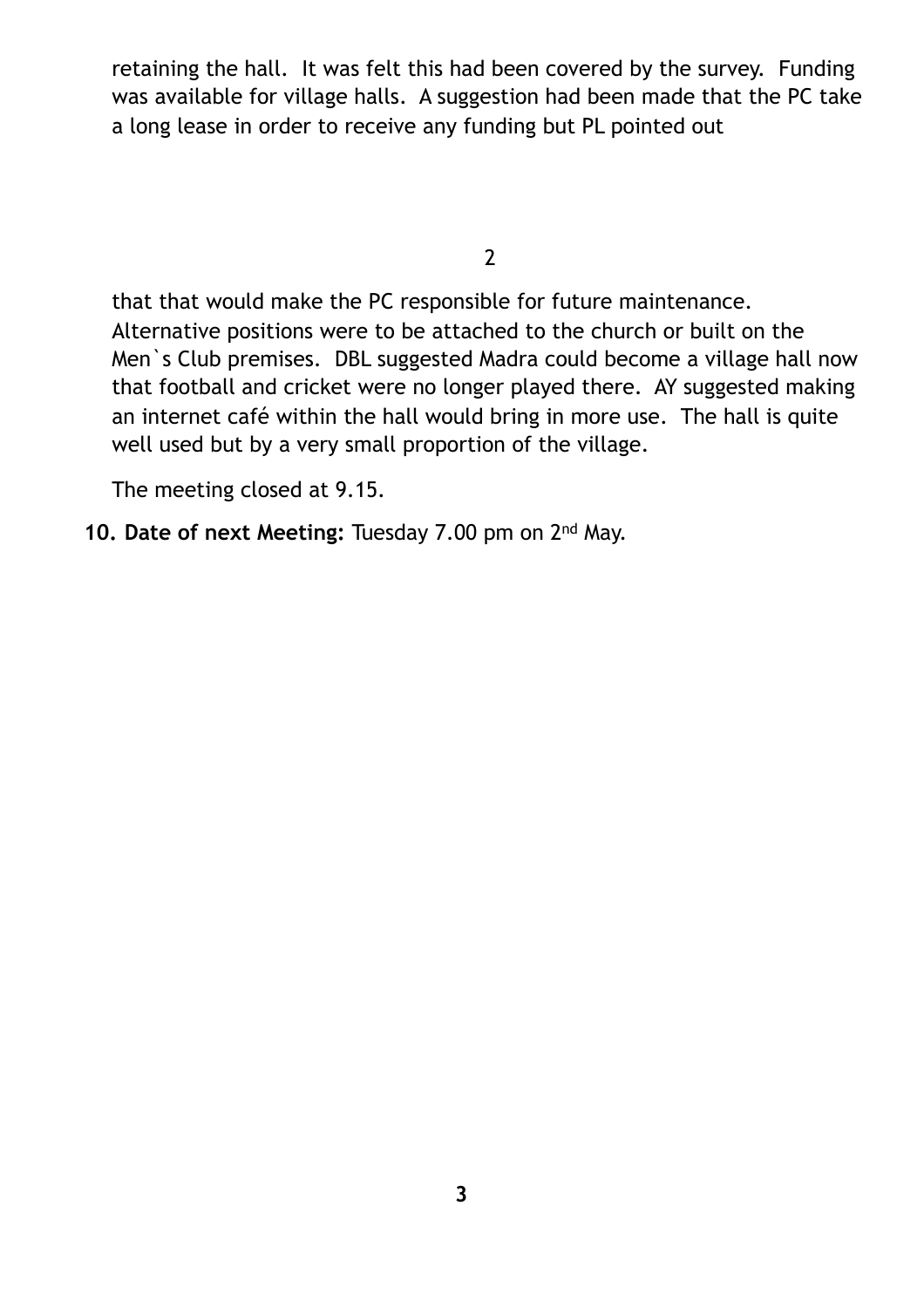retaining the hall. It was felt this had been covered by the survey. Funding was available for village halls. A suggestion had been made that the PC take a long lease in order to receive any funding but PL pointed out

that that would make the PC responsible for future maintenance. Alternative positions were to be attached to the church or built on the Men`s Club premises. DBL suggested Madra could become a village hall now that football and cricket were no longer played there. AY suggested making an internet café within the hall would bring in more use. The hall is quite well used but by a very small proportion of the village.

The meeting closed at 9.15.

**10. Date of next Meeting:** Tuesday 7.00 pm on 2nd May.